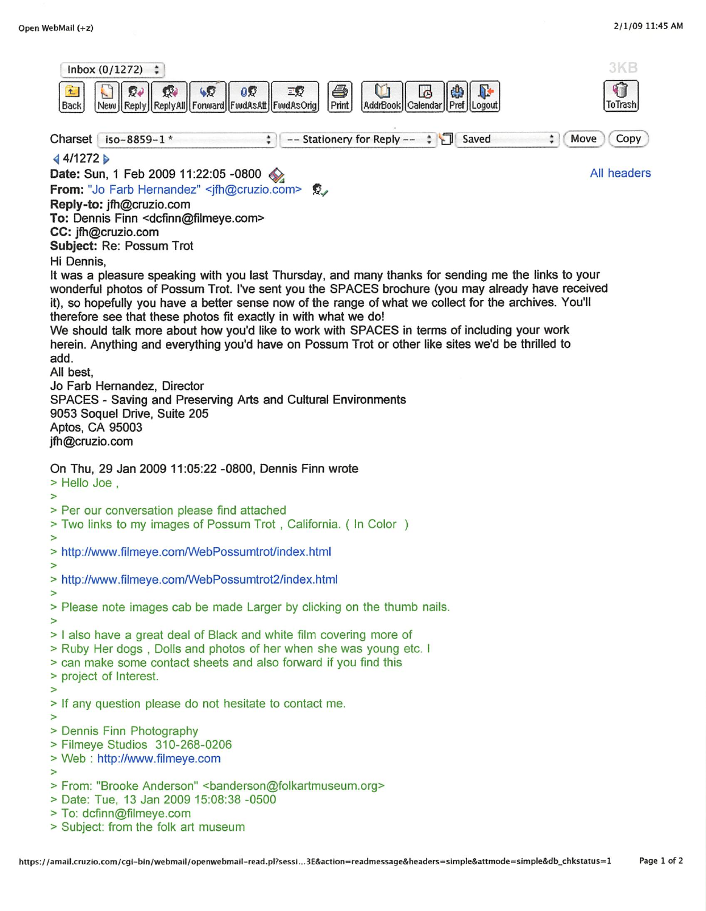Inbox (0/1272)

Back | New | Reply | ReplyAll | Forward | FwdAsAtt | FwdAsOrig | Print | AddrBook | Calendar | Pref | Logout | ToTrash

Charset iso-8859-1 * | -- Stationery for Reply -- | Saved | Move | Copy

4/1272

**Date:** Sun, 1 Feb 2009 11:22:05 -0800

All headers

**From:** "Jo Farb Hernandez" <jfh@cruzio.com>
**Reply-to:** jfh@cruzio.com
**To:** Dennis Finn <dcfinn@filmeye.com>
**CC:** jfh@cruzio.com
**Subject:** Re: Possum Trot

Hi Dennis,

It was a pleasure speaking with you last Thursday, and many thanks for sending me the links to your wonderful photos of Possum Trot. I've sent you the SPACES brochure (you may already have received it), so hopefully you have a better sense now of the range of what we collect for the archives. You'll therefore see that these photos fit exactly in with what we do!

We should talk more about how you'd like to work with SPACES in terms of including your work herein. Anything and everything you'd have on Possum Trot or other like sites we'd be thrilled to add.

All best,
Jo Farb Hernandez, Director
SPACES - Saving and Preserving Arts and Cultural Environments
9053 Soquel Drive, Suite 205
Aptos, CA 95003
jfh@cruzio.com

On Thu, 29 Jan 2009 11:05:22 -0800, Dennis Finn wrote

> Hello Joe ,
>
> Per our conversation please find attached
> Two links to my images of Possum Trot , California. ( In Color )
>
> http://www.filmeye.com/WebPossumtrot/index.html
>
> http://www.filmeye.com/WebPossumtrot2/index.html
>
> Please note images cab be made Larger by clicking on the thumb nails.
>
> I also have a great deal of Black and white film covering more of
> Ruby Her dogs , Dolls and photos of her when she was young etc. I
> can make some contact sheets and also forward if you find this
> project of Interest.
>
> If any question please do not hesitate to contact me.
>
> Dennis Finn Photography
> Filmeye Studios 310-268-0206
> Web : http://www.filmeye.com
>
> From: "Brooke Anderson" <banderson@folkartmuseum.org>
> Date: Tue, 13 Jan 2009 15:08:38 -0500
> To: dcfinn@filmeye.com
> Subject: from the folk art museum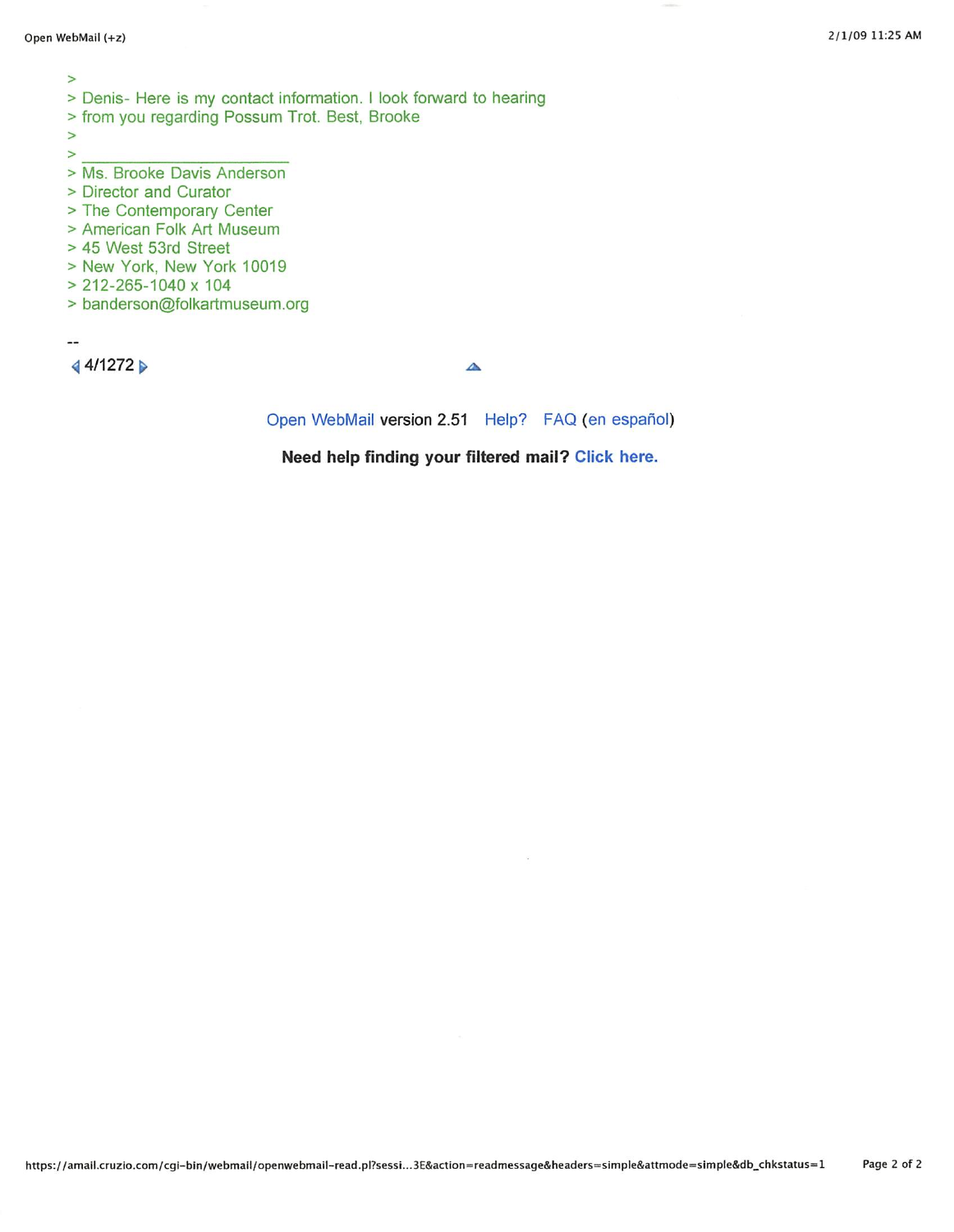>
> Denis- Here is my contact information. I look forward to hearing
> from you regarding Possum Trot. Best, Brooke
>
> ______________________
> Ms. Brooke Davis Anderson
> Director and Curator
> The Contemporary Center
> American Folk Art Museum
> 45 West 53rd Street
> New York, New York 10019
> 212-265-1040 x 104
> banderson@folkartmuseum.org

--

4/1272

Open WebMail version 2.51 Help? FAQ (en español)

**Need help finding your filtered mail? Click here.**